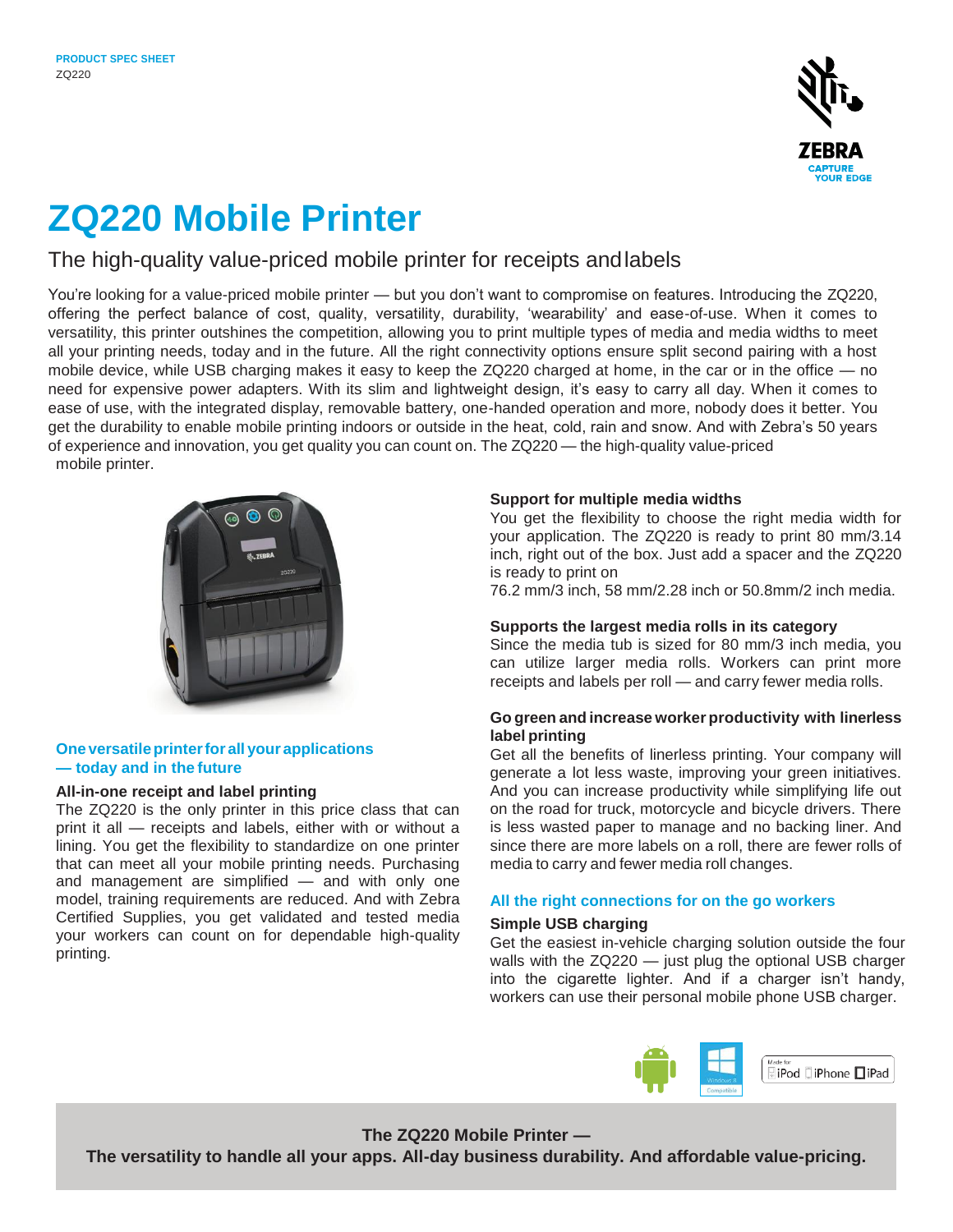PRODUCT SPEC SHEET
ZQ220

# ZQ220 Mobile Printer

## The high-quality value-priced mobile printer for receipts and labels

You're looking for a value-priced mobile printer — but you don't want to compromise on features. Introducing the ZQ220, offering the perfect balance of cost, quality, versatility, durability, 'wearability' and ease-of-use. When it comes to versatility, this printer outshines the competition, allowing you to print multiple types of media and media widths to meet all your printing needs, today and in the future. All the right connectivity options ensure split second pairing with a host mobile device, while USB charging makes it easy to keep the ZQ220 charged at home, in the car or in the office — no need for expensive power adapters. With its slim and lightweight design, it's easy to carry all day. When it comes to ease of use, with the integrated display, removable battery, one-handed operation and more, nobody does it better. You get the durability to enable mobile printing indoors or outside in the heat, cold, rain and snow. And with Zebra's 50 years of experience and innovation, you get quality you can count on. The ZQ220 — the high-quality value-priced mobile printer.

### One versatile printer for all your applications — today and in the future

**All-in-one receipt and label printing**

The ZQ220 is the only printer in this price class that can print it all — receipts and labels, either with or without a lining. You get the flexibility to standardize on one printer that can meet all your mobile printing needs. Purchasing and management are simplified — and with only one model, training requirements are reduced. And with Zebra Certified Supplies, you get validated and tested media your workers can count on for dependable high-quality printing.

**Support for multiple media widths**

You get the flexibility to choose the right media width for your application. The ZQ220 is ready to print 80 mm/3.14 inch, right out of the box. Just add a spacer and the ZQ220 is ready to print on
76.2 mm/3 inch, 58 mm/2.28 inch or 50.8mm/2 inch media.

**Supports the largest media rolls in its category**

Since the media tub is sized for 80 mm/3 inch media, you can utilize larger media rolls. Workers can print more receipts and labels per roll — and carry fewer media rolls.

**Go green and increase worker productivity with linerless label printing**

Get all the benefits of linerless printing. Your company will generate a lot less waste, improving your green initiatives. And you can increase productivity while simplifying life out on the road for truck, motorcycle and bicycle drivers. There is less wasted paper to manage and no backing liner. And since there are more labels on a roll, there are fewer rolls of media to carry and fewer media roll changes.

### All the right connections for on the go workers

**Simple USB charging**

Get the easiest in-vehicle charging solution outside the four walls with the ZQ220 — just plug the optional USB charger into the cigarette lighter. And if a charger isn't handy, workers can use their personal mobile phone USB charger.

**The ZQ220 Mobile Printer —**
**The versatility to handle all your apps. All-day business durability. And affordable value-pricing.**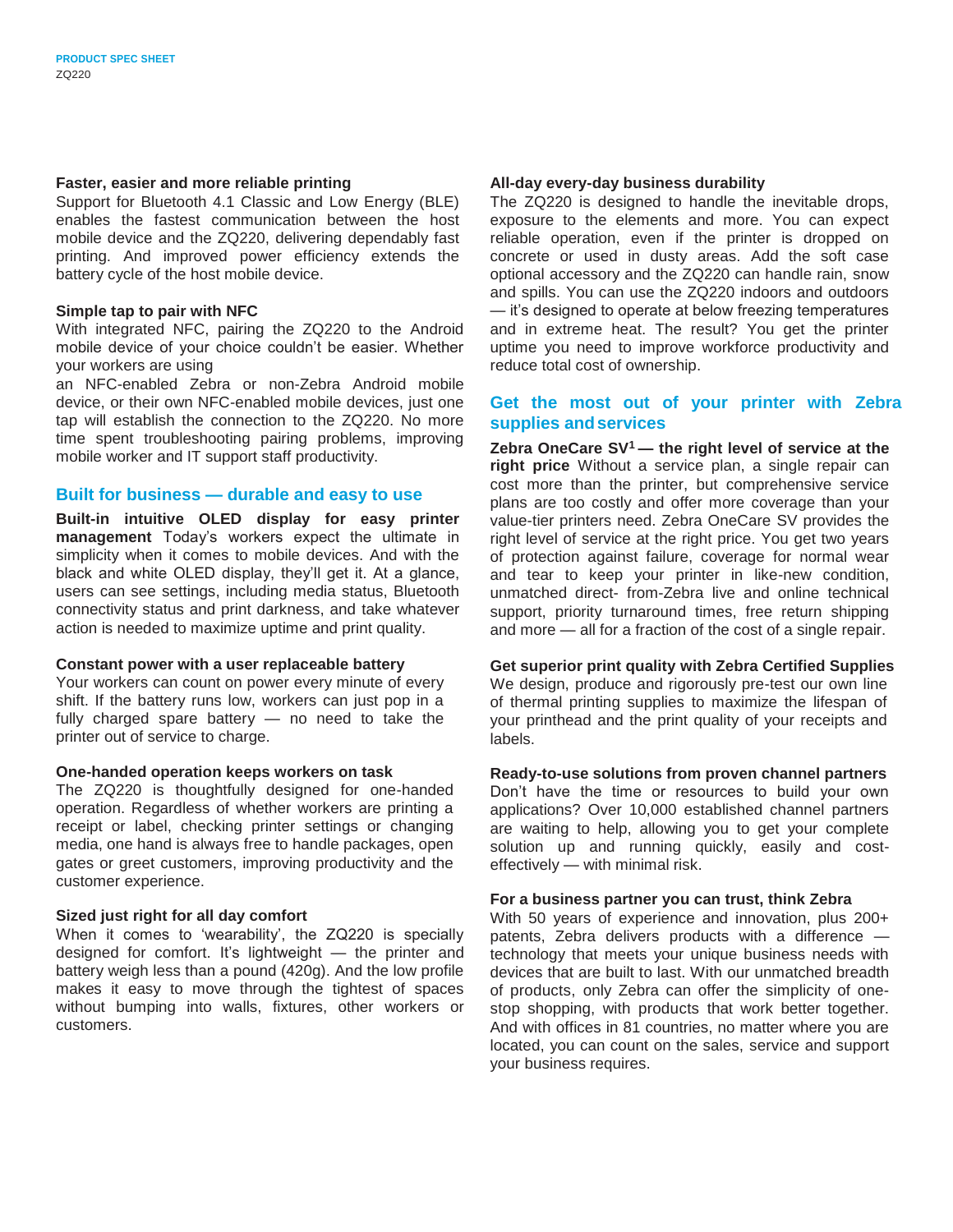### Faster, easier and more reliable printing

Support for Bluetooth 4.1 Classic and Low Energy (BLE) enables the fastest communication between the host mobile device and the ZQ220, delivering dependably fast printing. And improved power efficiency extends the battery cycle of the host mobile device.

### Simple tap to pair with NFC

With integrated NFC, pairing the ZQ220 to the Android mobile device of your choice couldn't be easier. Whether your workers are using an NFC-enabled Zebra or non-Zebra Android mobile device, or their own NFC-enabled mobile devices, just one tap will establish the connection to the ZQ220. No more time spent troubleshooting pairing problems, improving mobile worker and IT support staff productivity.

## Built for business — durable and easy to use

**Built-in intuitive OLED display for easy printer management** Today's workers expect the ultimate in simplicity when it comes to mobile devices. And with the black and white OLED display, they'll get it. At a glance, users can see settings, including media status, Bluetooth connectivity status and print darkness, and take whatever action is needed to maximize uptime and print quality.

### Constant power with a user replaceable battery

Your workers can count on power every minute of every shift. If the battery runs low, workers can just pop in a fully charged spare battery — no need to take the printer out of service to charge.

### One-handed operation keeps workers on task

The ZQ220 is thoughtfully designed for one-handed operation. Regardless of whether workers are printing a receipt or label, checking printer settings or changing media, one hand is always free to handle packages, open gates or greet customers, improving productivity and the customer experience.

### Sized just right for all day comfort

When it comes to 'wearability', the ZQ220 is specially designed for comfort. It's lightweight — the printer and battery weigh less than a pound (420g). And the low profile makes it easy to move through the tightest of spaces without bumping into walls, fixtures, other workers or customers.

### All-day every-day business durability

The ZQ220 is designed to handle the inevitable drops, exposure to the elements and more. You can expect reliable operation, even if the printer is dropped on concrete or used in dusty areas. Add the soft case optional accessory and the ZQ220 can handle rain, snow and spills. You can use the ZQ220 indoors and outdoors — it's designed to operate at below freezing temperatures and in extreme heat. The result? You get the printer uptime you need to improve workforce productivity and reduce total cost of ownership.

## Get the most out of your printer with Zebra supplies and services

**Zebra OneCare SV[1] — the right level of service at the right price** Without a service plan, a single repair can cost more than the printer, but comprehensive service plans are too costly and offer more coverage than your value-tier printers need. Zebra OneCare SV provides the right level of service at the right price. You get two years of protection against failure, coverage for normal wear and tear to keep your printer in like-new condition, unmatched direct- from-Zebra live and online technical support, priority turnaround times, free return shipping and more — all for a fraction of the cost of a single repair.

### Get superior print quality with Zebra Certified Supplies

We design, produce and rigorously pre-test our own line of thermal printing supplies to maximize the lifespan of your printhead and the print quality of your receipts and labels.

### Ready-to-use solutions from proven channel partners

Don't have the time or resources to build your own applications? Over 10,000 established channel partners are waiting to help, allowing you to get your complete solution up and running quickly, easily and cost-effectively — with minimal risk.

### For a business partner you can trust, think Zebra

With 50 years of experience and innovation, plus 200+ patents, Zebra delivers products with a difference — technology that meets your unique business needs with devices that are built to last. With our unmatched breadth of products, only Zebra can offer the simplicity of one-stop shopping, with products that work better together. And with offices in 81 countries, no matter where you are located, you can count on the sales, service and support your business requires.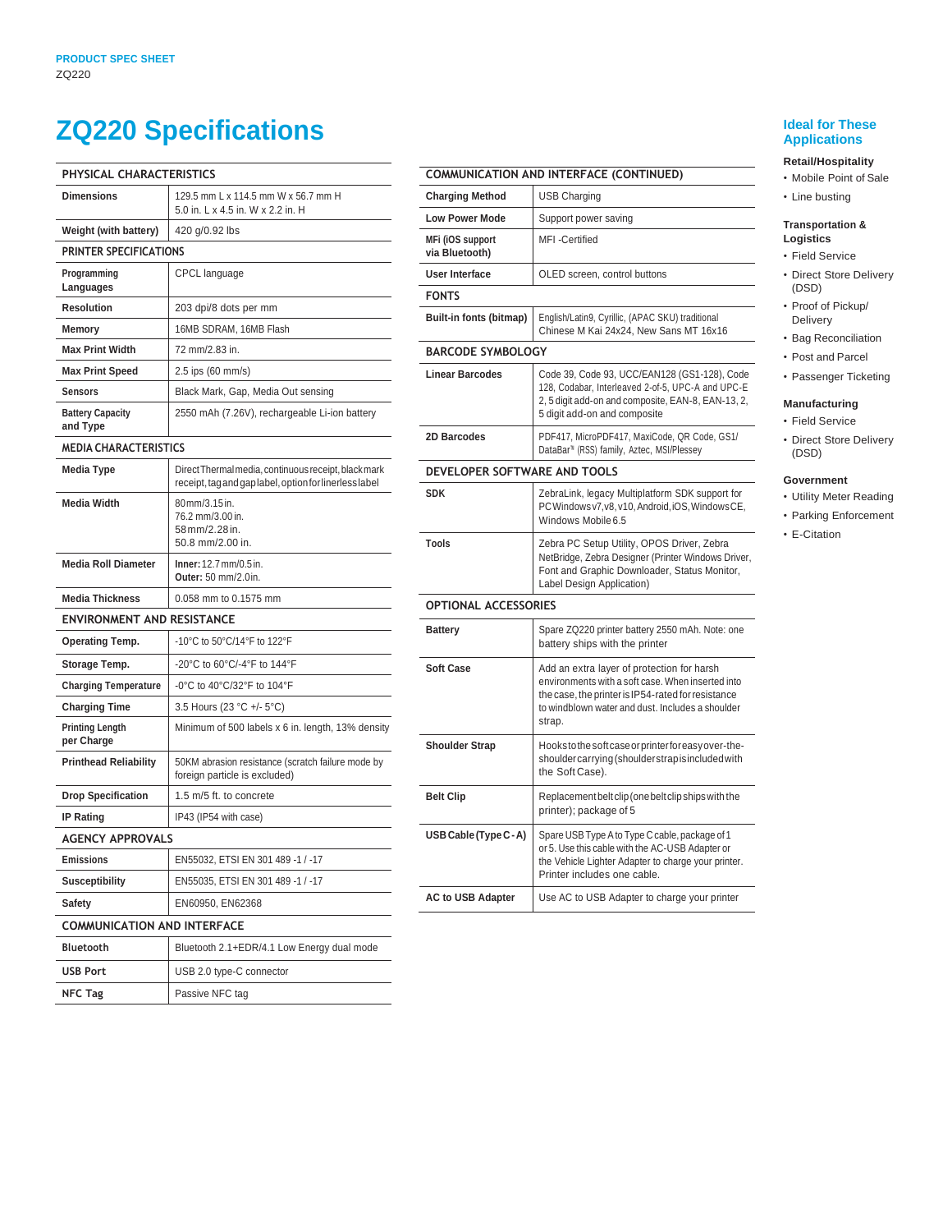# ZQ220 Specifications

| PHYSICAL CHARACTERISTICS | |
|---|---|
| **Dimensions** | 129.5 mm L x 114.5 mm W x 56.7 mm H<br>5.0 in. L x 4.5 in. W x 2.2 in. H |
| **Weight (with battery)** | 420 g/0.92 lbs |
| **PRINTER SPECIFICATIONS** | |
| **Programming Languages** | CPCL language |
| **Resolution** | 203 dpi/8 dots per mm |
| **Memory** | 16MB SDRAM, 16MB Flash |
| **Max Print Width** | 72 mm/2.83 in. |
| **Max Print Speed** | 2.5 ips (60 mm/s) |
| **Sensors** | Black Mark, Gap, Media Out sensing |
| **Battery Capacity and Type** | 2550 mAh (7.26V), rechargeable Li-ion battery |
| **MEDIA CHARACTERISTICS** | |
| **Media Type** | Direct Thermal media, continuous receipt, black mark receipt, tag and gap label, option for linerless label |
| **Media Width** | 80 mm/3.15 in.<br>76.2 mm/3.00 in.<br>58 mm/2.28 in.<br>50.8 mm/2.00 in. |
| **Media Roll Diameter** | **Inner:** 12.7 mm/0.5 in.<br>**Outer:** 50 mm/2.0 in. |
| **Media Thickness** | 0.058 mm to 0.1575 mm |
| **ENVIRONMENT AND RESISTANCE** | |
| **Operating Temp.** | -10°C to 50°C/14°F to 122°F |
| **Storage Temp.** | -20°C to 60°C/-4°F to 144°F |
| **Charging Temperature** | -0°C to 40°C/32°F to 104°F |
| **Charging Time** | 3.5 Hours (23 °C +/- 5°C) |
| **Printing Length per Charge** | Minimum of 500 labels x 6 in. length, 13% density |
| **Printhead Reliability** | 50KM abrasion resistance (scratch failure mode by foreign particle is excluded) |
| **Drop Specification** | 1.5 m/5 ft. to concrete |
| **IP Rating** | IP43 (IP54 with case) |
| **AGENCY APPROVALS** | |
| **Emissions** | EN55032, ETSI EN 301 489 -1 / -17 |
| **Susceptibility** | EN55035, ETSI EN 301 489 -1 / -17 |
| **Safety** | EN60950, EN62368 |
| **COMMUNICATION AND INTERFACE** | |
| **Bluetooth** | Bluetooth 2.1+EDR/4.1 Low Energy dual mode |
| **USB Port** | USB 2.0 type-C connector |
| **NFC Tag** | Passive NFC tag |

| COMMUNICATION AND INTERFACE (CONTINUED) | |
|---|---|
| **Charging Method** | USB Charging |
| **Low Power Mode** | Support power saving |
| **MFi (iOS support via Bluetooth)** | MFI -Certified |
| **User Interface** | OLED screen, control buttons |
| **FONTS** | |
| **Built-in fonts (bitmap)** | English/Latin9, Cyrillic, (APAC SKU) traditional Chinese M Kai 24x24, New Sans MT 16x16 |
| **BARCODE SYMBOLOGY** | |
| **Linear Barcodes** | Code 39, Code 93, UCC/EAN128 (GS1-128), Code 128, Codabar, Interleaved 2-of-5, UPC-A and UPC-E 2, 5 digit add-on and composite, EAN-8, EAN-13, 2, 5 digit add-on and composite |
| **2D Barcodes** | PDF417, MicroPDF417, MaxiCode, QR Code, GS1/ DataBar™ (RSS) family, Aztec, MSI/Plessey |
| **DEVELOPER SOFTWARE AND TOOLS** | |
| **SDK** | ZebraLink, legacy Multiplatform SDK support for PC Windows v7, v8, v10, Android, iOS, Windows CE, Windows Mobile 6.5 |
| **Tools** | Zebra PC Setup Utility, OPOS Driver, Zebra NetBridge, Zebra Designer (Printer Windows Driver, Font and Graphic Downloader, Status Monitor, Label Design Application) |
| **OPTIONAL ACCESSORIES** | |
| **Battery** | Spare ZQ220 printer battery 2550 mAh. Note: one battery ships with the printer |
| **Soft Case** | Add an extra layer of protection for harsh environments with a soft case. When inserted into the case, the printer is IP54-rated for resistance to windblown water and dust. Includes a shoulder strap. |
| **Shoulder Strap** | Hooks to the soft case or printer for easy over-the-shoulder carrying (shoulder strap is included with the Soft Case). |
| **Belt Clip** | Replacement belt clip (one belt clip ships with the printer); package of 5 |
| **USB Cable (Type C - A)** | Spare USB Type A to Type C cable, package of 1 or 5. Use this cable with the AC-USB Adapter or the Vehicle Lighter Adapter to charge your printer. Printer includes one cable. |
| **AC to USB Adapter** | Use AC to USB Adapter to charge your printer |

## Ideal for These Applications

**Retail/Hospitality**
- Mobile Point of Sale
- Line busting

**Transportation & Logistics**
- Field Service
- Direct Store Delivery (DSD)
- Proof of Pickup/ Delivery
- Bag Reconciliation
- Post and Parcel
- Passenger Ticketing

**Manufacturing**
- Field Service
- Direct Store Delivery (DSD)

**Government**
- Utility Meter Reading
- Parking Enforcement
- E-Citation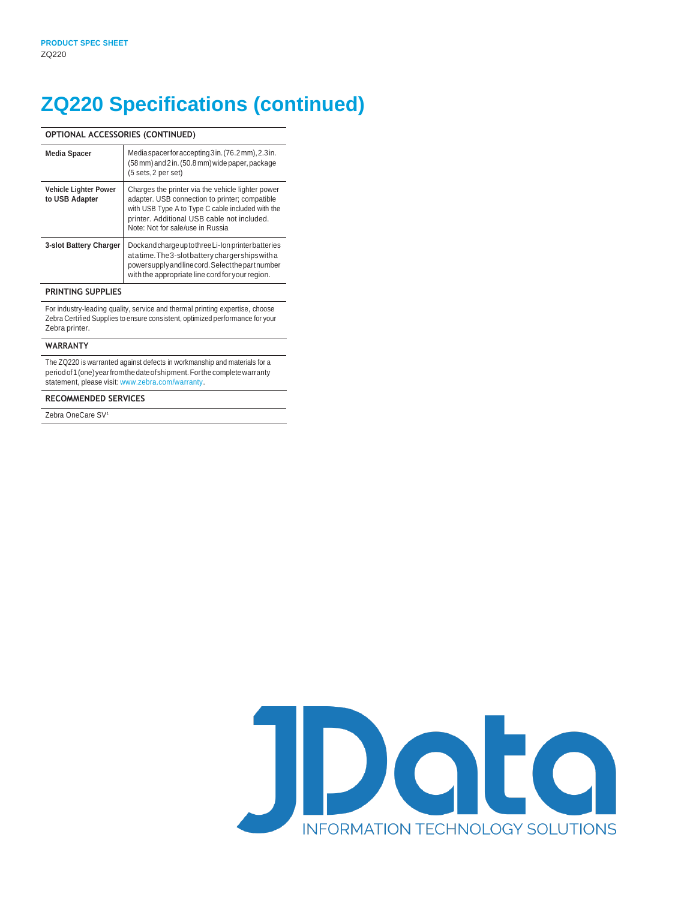# ZQ220 Specifications (continued)

| OPTIONAL ACCESSORIES (CONTINUED) | |
|---|---|
| **Media Spacer** | Media spacer for accepting 3 in. (76.2 mm), 2.3 in. (58 mm) and 2 in. (50.8 mm) wide paper, package (5 sets, 2 per set) |
| **Vehicle Lighter Power to USB Adapter** | Charges the printer via the vehicle lighter power adapter. USB connection to printer; compatible with USB Type A to Type C cable included with the printer. Additional USB cable not included. Note: Not for sale/use in Russia |
| **3-slot Battery Charger** | Dock and charge up to three Li-Ion printer batteries at a time. The 3-slot battery charger ships with a power supply and line cord. Select the part number with the appropriate line cord for your region. |

**PRINTING SUPPLIES**

For industry-leading quality, service and thermal printing expertise, choose Zebra Certified Supplies to ensure consistent, optimized performance for your Zebra printer.

**WARRANTY**

The ZQ220 is warranted against defects in workmanship and materials for a period of 1 (one) year from the date of shipment. For the complete warranty statement, please visit: www.zebra.com/warranty.

**RECOMMENDED SERVICES**

Zebra OneCare SV[1]

JData INFORMATION TECHNOLOGY SOLUTIONS